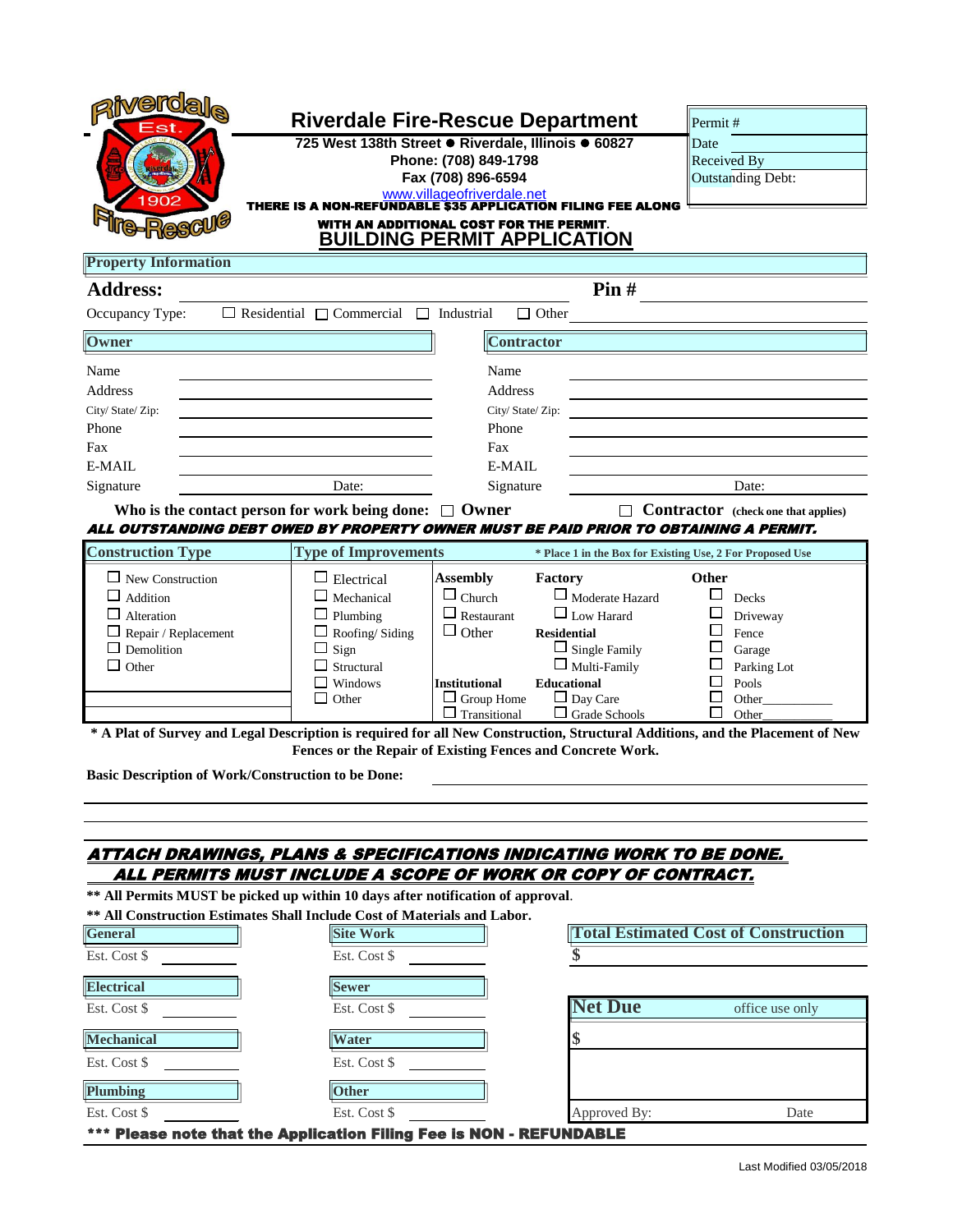# Riverdale Fire-Rescue Department

**725 West 138th Street ● Riverdale, Illinois ● 60827**
**Phone: (708) 849-1798**
**Fax (708) 896-6594**
www.villageofriverdale.net

**THERE IS A NON-REFUNDABLE $35 APPLICATION FILING FEE ALONG WITH AN ADDITIONAL COST FOR THE PERMIT.**

| Permit # |
|---|
| Date |
| Received By |
| Outstanding Debt: |

## BUILDING PERMIT APPLICATION

### Property Information

**Address:** ______________________ **Pin #** ______________________

Occupancy Type: ☐ Residential ☐ Commercial ☐ Industrial ☐ Other ____________

| Owner | | Contractor | |
|---|---|---|---|
| Name | | Name | |
| Address | | Address | |
| City/ State/ Zip: | | City/ State/ Zip: | |
| Phone | | Phone | |
| Fax | | Fax | |
| E-MAIL | | E-MAIL | |
| Signature | Date: | Signature | Date: |

**Who is the contact person for work being done:** ☐ **Owner** ☐ **Contractor** (check one that applies)

***ALL OUTSTANDING DEBT OWED BY PROPERTY OWNER MUST BE PAID PRIOR TO OBTAINING A PERMIT.***

| Construction Type | Type of Improvements | * Place 1 in the Box for Existing Use, 2 For Proposed Use | | |
|---|---|---|---|---|
| ☐ New Construction | ☐ Electrical | **Assembly** | **Factory** | **Other** |
| ☐ Addition | ☐ Mechanical | ☐ Church | ☐ Moderate Hazard | ☐ Decks |
| ☐ Alteration | ☐ Plumbing | ☐ Restaurant | ☐ Low Harard | ☐ Driveway |
| ☐ Repair / Replacement | ☐ Roofing/ Siding | ☐ Other | **Residential** | ☐ Fence |
| ☐ Demolition | ☐ Sign | | ☐ Single Family | ☐ Garage |
| ☐ Other | ☐ Structural | | ☐ Multi-Family | ☐ Parking Lot |
| | ☐ Windows | **Institutional** | **Educational** | ☐ Pools |
| | ☐ Other | ☐ Group Home | ☐ Day Care | ☐ Other__________ |
| | | ☐ Transitional | ☐ Grade Schools | ☐ Other__________ |

**\* A Plat of Survey and Legal Description is required for all New Construction, Structural Additions, and the Placement of New Fences or the Repair of Existing Fences and Concrete Work.**

**Basic Description of Work/Construction to be Done:** ______________________

______________________________________________

______________________________________________

***ATTACH DRAWINGS, PLANS & SPECIFICATIONS INDICATING WORK TO BE DONE.***
***ALL PERMITS MUST INCLUDE A SCOPE OF WORK OR COPY OF CONTRACT.***

**\*\* All Permits MUST be picked up within 10 days after notification of approval.**
**\*\* All Construction Estimates Shall Include Cost of Materials and Labor.**

| General | Site Work | Total Estimated Cost of Construction |
|---|---|---|
| Est. Cost $ ________ | Est. Cost $ ________ | $ |
| **Electrical** | **Sewer** | |
| Est. Cost $ ________ | Est. Cost $ ________ | **Net Due** office use only |
| **Mechanical** | **Water** | $ |
| Est. Cost $ ________ | Est. Cost $ ________ | |
| **Plumbing** | **Other** | |
| Est. Cost $ ________ | Est. Cost $ ________ | Approved By: Date |

**\*\*\* Please note that the Application Filing Fee is NON - REFUNDABLE**

Last Modified 03/05/2018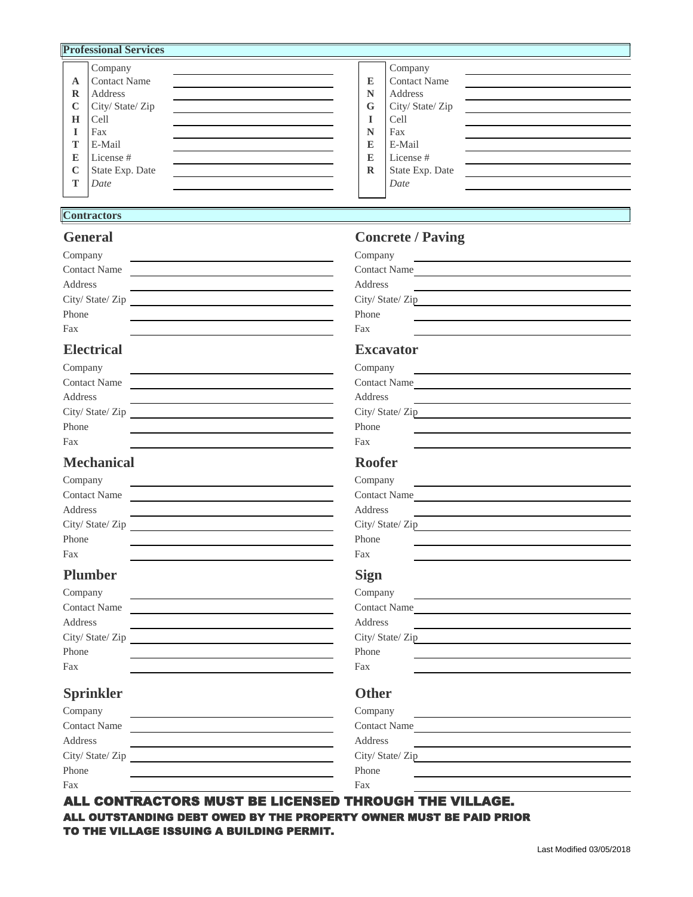## Professional Services

**ARCHITECT**

Company
Contact Name
Address
City/ State/ Zip
Cell
Fax
E-Mail
License #
State Exp. Date
*Date*

**ENGINEER**

Company
Contact Name
Address
City/ State/ Zip
Cell
Fax
E-Mail
License #
State Exp. Date
*Date*

## Contractors

### General

Company
Contact Name
Address
City/ State/ Zip
Phone
Fax

### Concrete / Paving

Company
Contact Name
Address
City/ State/ Zip
Phone
Fax

### Electrical

Company
Contact Name
Address
City/ State/ Zip
Phone
Fax

### Excavator

Company
Contact Name
Address
City/ State/ Zip
Phone
Fax

### Mechanical

Company
Contact Name
Address
City/ State/ Zip
Phone
Fax

### Roofer

Company
Contact Name
Address
City/ State/ Zip
Phone
Fax

### Plumber

Company
Contact Name
Address
City/ State/ Zip
Phone
Fax

### Sign

Company
Contact Name
Address
City/ State/ Zip
Phone
Fax

### Sprinkler

Company
Contact Name
Address
City/ State/ Zip
Phone
Fax

### Other

Company
Contact Name
Address
City/ State/ Zip
Phone
Fax

**ALL CONTRACTORS MUST BE LICENSED THROUGH THE VILLAGE.**

**ALL OUTSTANDING DEBT OWED BY THE PROPERTY OWNER MUST BE PAID PRIOR TO THE VILLAGE ISSUING A BUILDING PERMIT.**

Last Modified 03/05/2018